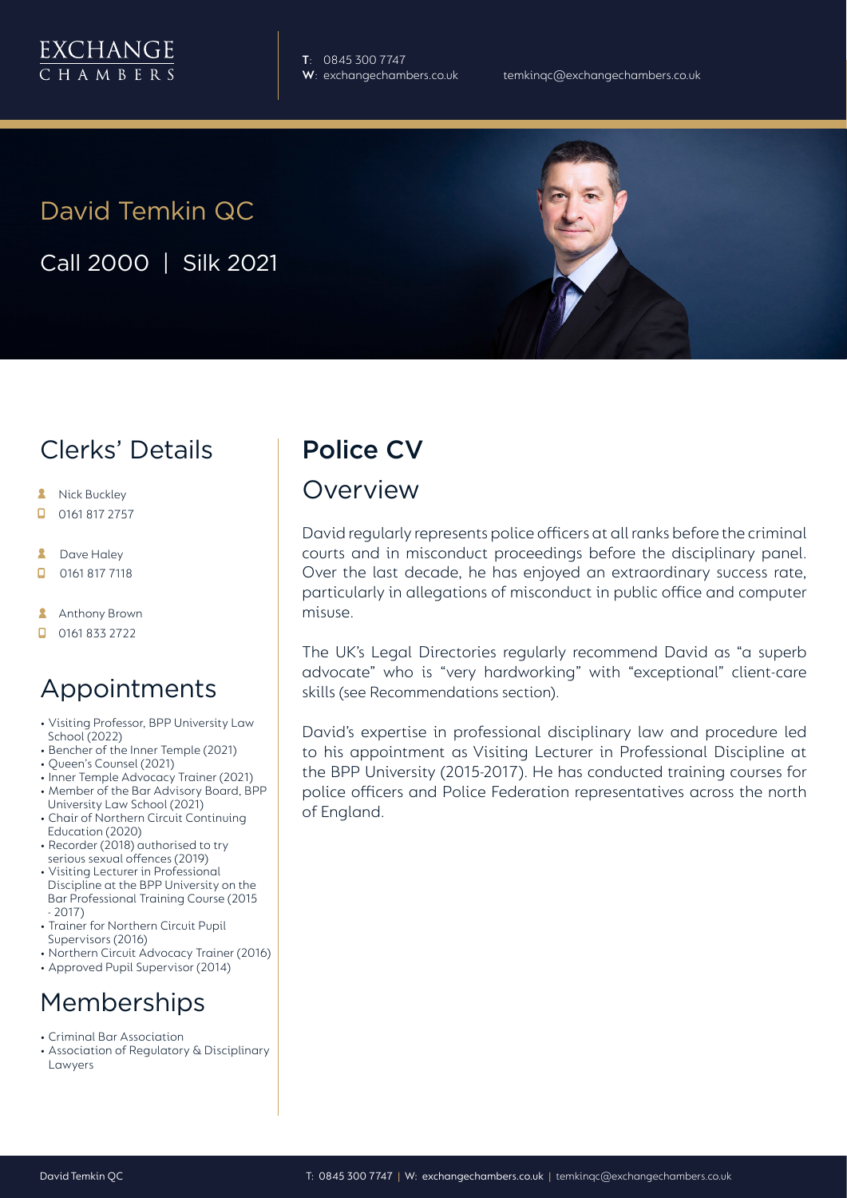EXCHANGE CHAMBERS

**T**: 0845 300 7747
**W**: exchangechambers.co.uk
temkinqc@exchangechambers.co.uk

# David Temkin QC

Call 2000 | Silk 2021

## Clerks' Details

- Nick Buckley
- 0161 817 2757
- Dave Haley
- 0161 817 7118
- Anthony Brown
- 0161 833 2722

## Appointments

- Visiting Professor, BPP University Law School (2022)
- Bencher of the Inner Temple (2021)
- Queen's Counsel (2021)
- Inner Temple Advocacy Trainer (2021)
- Member of the Bar Advisory Board, BPP University Law School (2021)
- Chair of Northern Circuit Continuing Education (2020)
- Recorder (2018) authorised to try serious sexual offences (2019)
- Visiting Lecturer in Professional Discipline at the BPP University on the Bar Professional Training Course (2015 - 2017)
- Trainer for Northern Circuit Pupil Supervisors (2016)
- Northern Circuit Advocacy Trainer (2016)
- Approved Pupil Supervisor (2014)

## Memberships

- Criminal Bar Association
- Association of Regulatory & Disciplinary Lawyers

## Police CV

### Overview

David regularly represents police officers at all ranks before the criminal courts and in misconduct proceedings before the disciplinary panel. Over the last decade, he has enjoyed an extraordinary success rate, particularly in allegations of misconduct in public office and computer misuse.

The UK's Legal Directories regularly recommend David as "a superb advocate" who is "very hardworking" with "exceptional" client-care skills (see Recommendations section).

David's expertise in professional disciplinary law and procedure led to his appointment as Visiting Lecturer in Professional Discipline at the BPP University (2015-2017). He has conducted training courses for police officers and Police Federation representatives across the north of England.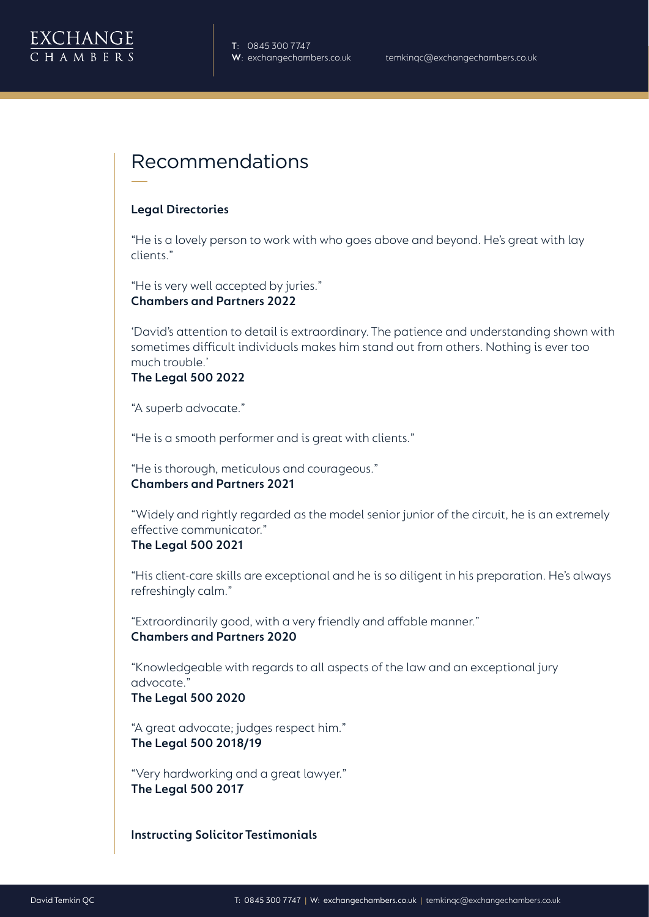## Recommendations

### Legal Directories

"He is a lovely person to work with who goes above and beyond. He's great with lay clients."

"He is very well accepted by juries."
**Chambers and Partners 2022**

'David's attention to detail is extraordinary. The patience and understanding shown with sometimes difficult individuals makes him stand out from others. Nothing is ever too much trouble.'
**The Legal 500 2022**

"A superb advocate."

"He is a smooth performer and is great with clients."

"He is thorough, meticulous and courageous."
**Chambers and Partners 2021**

"Widely and rightly regarded as the model senior junior of the circuit, he is an extremely effective communicator."
**The Legal 500 2021**

"His client-care skills are exceptional and he is so diligent in his preparation. He's always refreshingly calm."

"Extraordinarily good, with a very friendly and affable manner."
**Chambers and Partners 2020**

"Knowledgeable with regards to all aspects of the law and an exceptional jury advocate."
**The Legal 500 2020**

"A great advocate; judges respect him."
**The Legal 500 2018/19**

"Very hardworking and a great lawyer."
**The Legal 500 2017**

### Instructing Solicitor Testimonials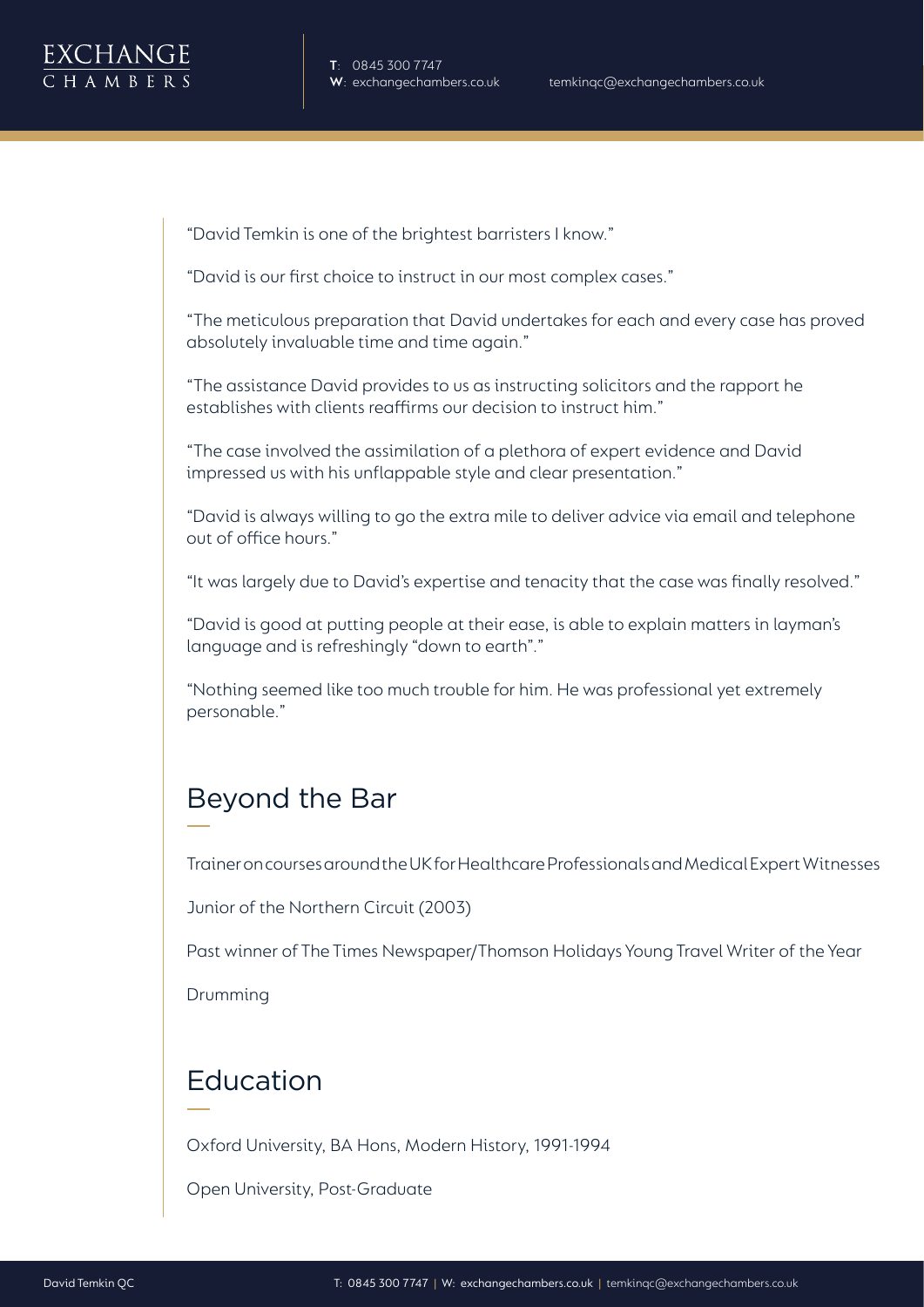"David Temkin is one of the brightest barristers I know."

"David is our first choice to instruct in our most complex cases."

"The meticulous preparation that David undertakes for each and every case has proved absolutely invaluable time and time again."

"The assistance David provides to us as instructing solicitors and the rapport he establishes with clients reaffirms our decision to instruct him."

"The case involved the assimilation of a plethora of expert evidence and David impressed us with his unflappable style and clear presentation."

"David is always willing to go the extra mile to deliver advice via email and telephone out of office hours."

"It was largely due to David's expertise and tenacity that the case was finally resolved."

"David is good at putting people at their ease, is able to explain matters in layman's language and is refreshingly "down to earth"."

"Nothing seemed like too much trouble for him. He was professional yet extremely personable."

## Beyond the Bar

Trainer on courses around the UK for Healthcare Professionals and Medical Expert Witnesses

Junior of the Northern Circuit (2003)

Past winner of The Times Newspaper/Thomson Holidays Young Travel Writer of the Year

Drumming

## Education

Oxford University, BA Hons, Modern History, 1991-1994

Open University, Post-Graduate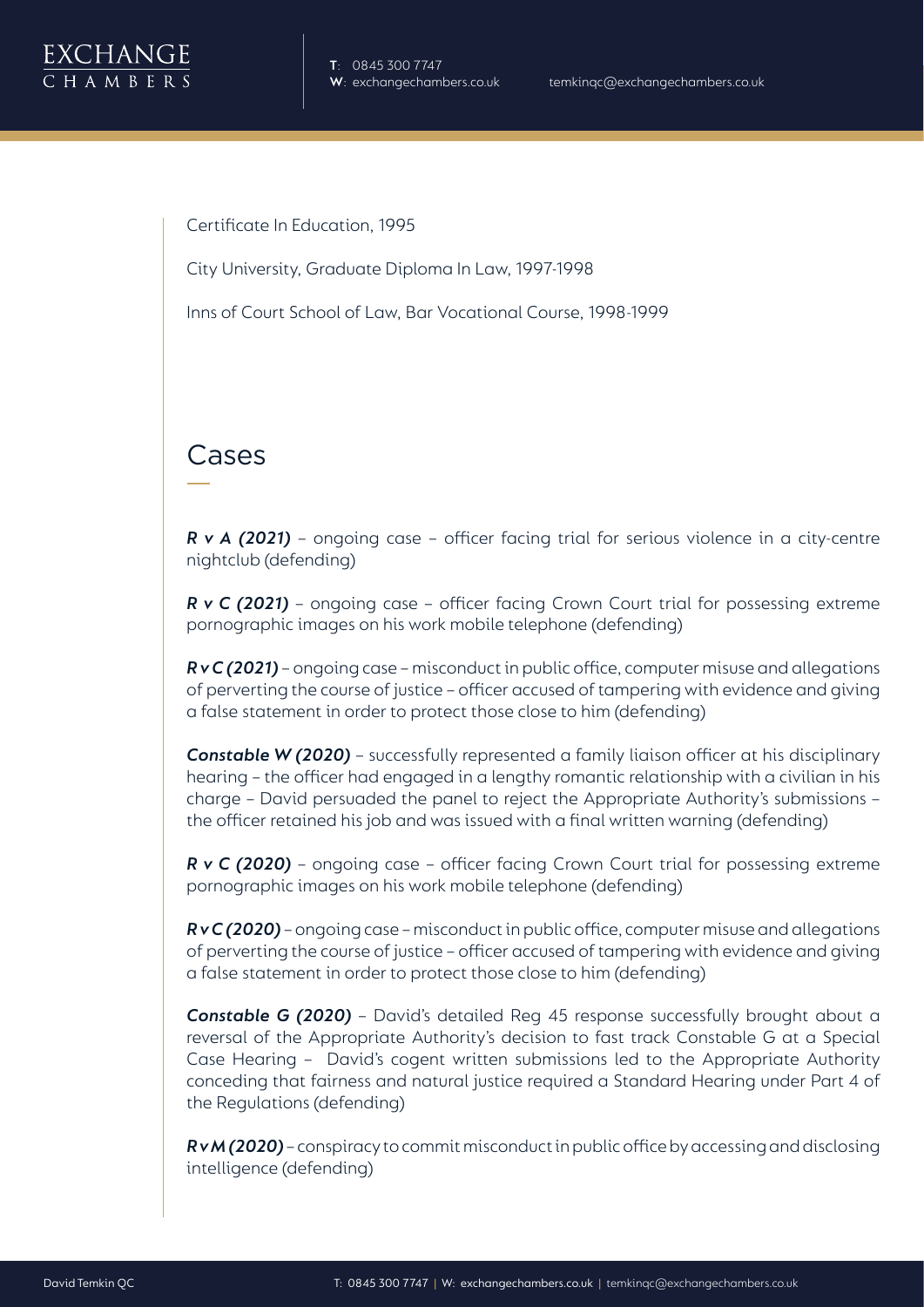Certificate In Education, 1995

City University, Graduate Diploma In Law, 1997-1998

Inns of Court School of Law, Bar Vocational Course, 1998-1999

## Cases

***R v A (2021)*** – ongoing case – officer facing trial for serious violence in a city-centre nightclub (defending)

***R v C (2021)*** – ongoing case – officer facing Crown Court trial for possessing extreme pornographic images on his work mobile telephone (defending)

***R v C (2021)*** – ongoing case – misconduct in public office, computer misuse and allegations of perverting the course of justice – officer accused of tampering with evidence and giving a false statement in order to protect those close to him (defending)

***Constable W (2020)*** – successfully represented a family liaison officer at his disciplinary hearing – the officer had engaged in a lengthy romantic relationship with a civilian in his charge – David persuaded the panel to reject the Appropriate Authority's submissions – the officer retained his job and was issued with a final written warning (defending)

***R v C (2020)*** – ongoing case – officer facing Crown Court trial for possessing extreme pornographic images on his work mobile telephone (defending)

***R v C (2020)*** – ongoing case – misconduct in public office, computer misuse and allegations of perverting the course of justice – officer accused of tampering with evidence and giving a false statement in order to protect those close to him (defending)

***Constable G (2020)*** – David's detailed Reg 45 response successfully brought about a reversal of the Appropriate Authority's decision to fast track Constable G at a Special Case Hearing – David's cogent written submissions led to the Appropriate Authority conceding that fairness and natural justice required a Standard Hearing under Part 4 of the Regulations (defending)

***R v M (2020)*** – conspiracy to commit misconduct in public office by accessing and disclosing intelligence (defending)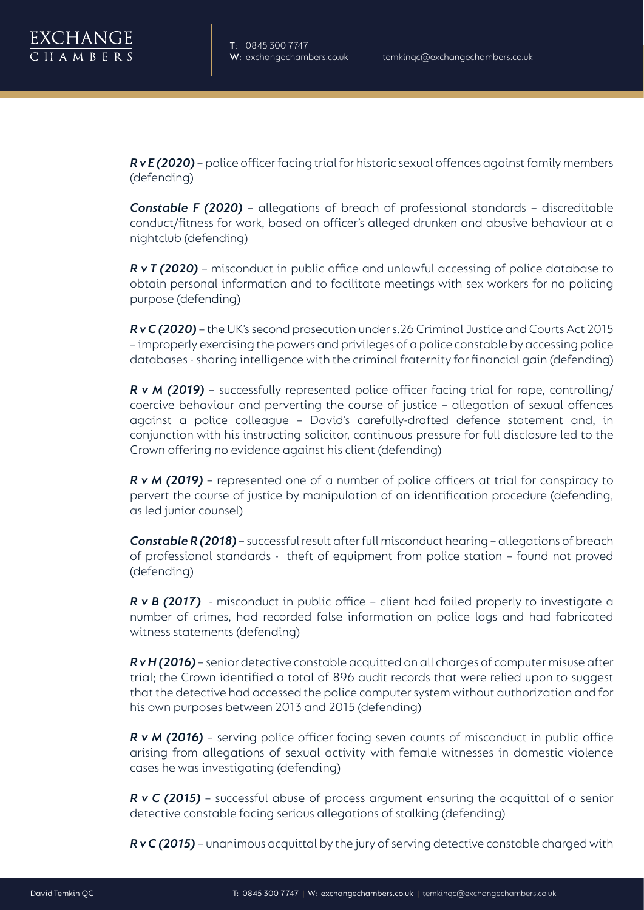***R v E (2020)*** – police officer facing trial for historic sexual offences against family members (defending)

***Constable F (2020)*** – allegations of breach of professional standards – discreditable conduct/fitness for work, based on officer's alleged drunken and abusive behaviour at a nightclub (defending)

***R v T (2020)*** – misconduct in public office and unlawful accessing of police database to obtain personal information and to facilitate meetings with sex workers for no policing purpose (defending)

***R v C (2020)*** – the UK's second prosecution under s.26 Criminal Justice and Courts Act 2015 – improperly exercising the powers and privileges of a police constable by accessing police databases - sharing intelligence with the criminal fraternity for financial gain (defending)

***R v M (2019)*** – successfully represented police officer facing trial for rape, controlling/ coercive behaviour and perverting the course of justice – allegation of sexual offences against a police colleague – David's carefully-drafted defence statement and, in conjunction with his instructing solicitor, continuous pressure for full disclosure led to the Crown offering no evidence against his client (defending)

***R v M (2019)*** – represented one of a number of police officers at trial for conspiracy to pervert the course of justice by manipulation of an identification procedure (defending, as led junior counsel)

***Constable R (2018)*** – successful result after full misconduct hearing – allegations of breach of professional standards - theft of equipment from police station – found not proved (defending)

***R v B (2017)*** - misconduct in public office – client had failed properly to investigate a number of crimes, had recorded false information on police logs and had fabricated witness statements (defending)

***R v H (2016)*** – senior detective constable acquitted on all charges of computer misuse after trial; the Crown identified a total of 896 audit records that were relied upon to suggest that the detective had accessed the police computer system without authorization and for his own purposes between 2013 and 2015 (defending)

***R v M (2016)*** – serving police officer facing seven counts of misconduct in public office arising from allegations of sexual activity with female witnesses in domestic violence cases he was investigating (defending)

***R v C (2015)*** – successful abuse of process argument ensuring the acquittal of a senior detective constable facing serious allegations of stalking (defending)

***R v C (2015)*** – unanimous acquittal by the jury of serving detective constable charged with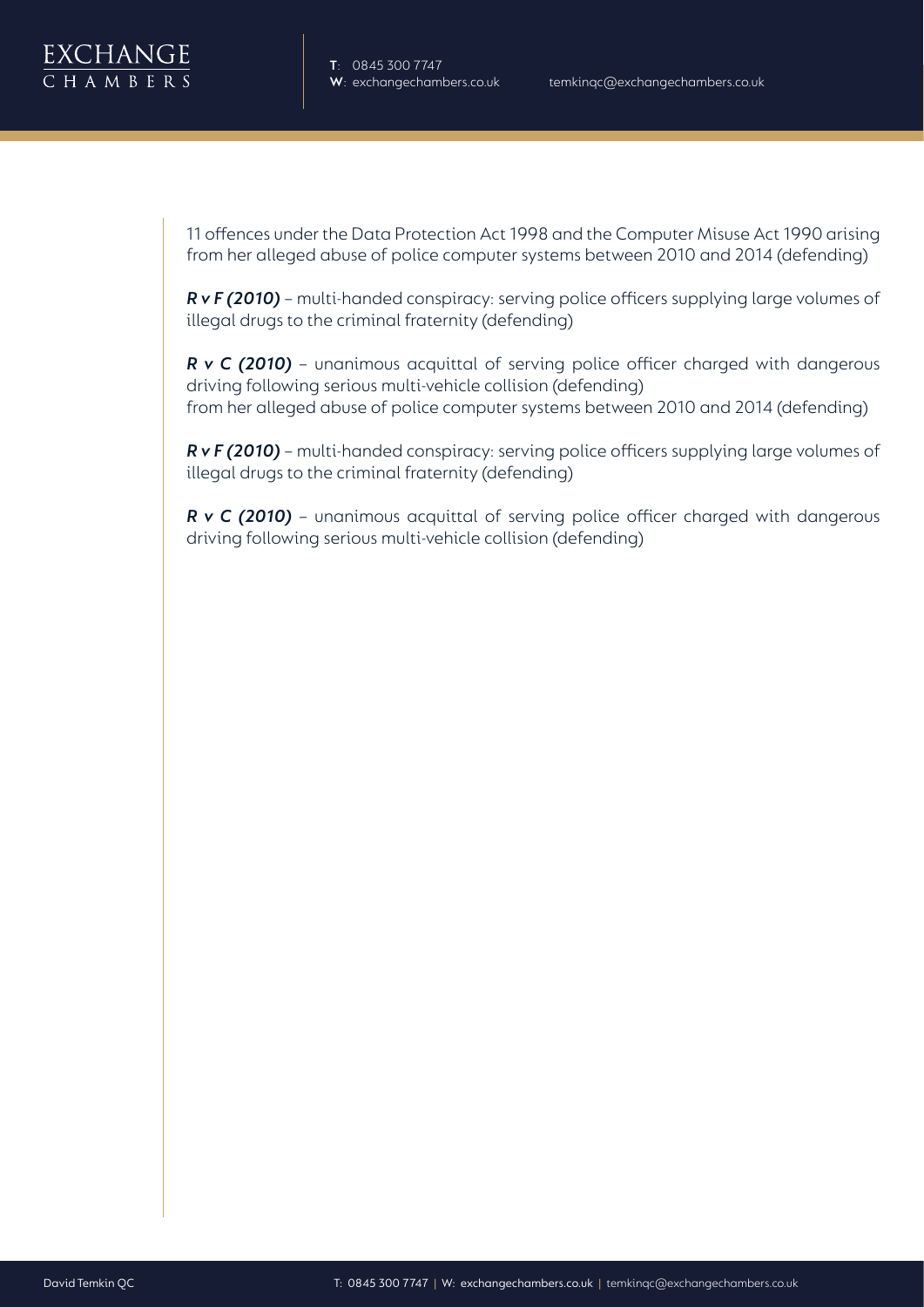11 offences under the Data Protection Act 1998 and the Computer Misuse Act 1990 arising from her alleged abuse of police computer systems between 2010 and 2014 (defending)

***R v F (2010)*** – multi-handed conspiracy: serving police officers supplying large volumes of illegal drugs to the criminal fraternity (defending)

***R v C (2010)*** – unanimous acquittal of serving police officer charged with dangerous driving following serious multi-vehicle collision (defending)
from her alleged abuse of police computer systems between 2010 and 2014 (defending)

***R v F (2010)*** – multi-handed conspiracy: serving police officers supplying large volumes of illegal drugs to the criminal fraternity (defending)

***R v C (2010)*** – unanimous acquittal of serving police officer charged with dangerous driving following serious multi-vehicle collision (defending)